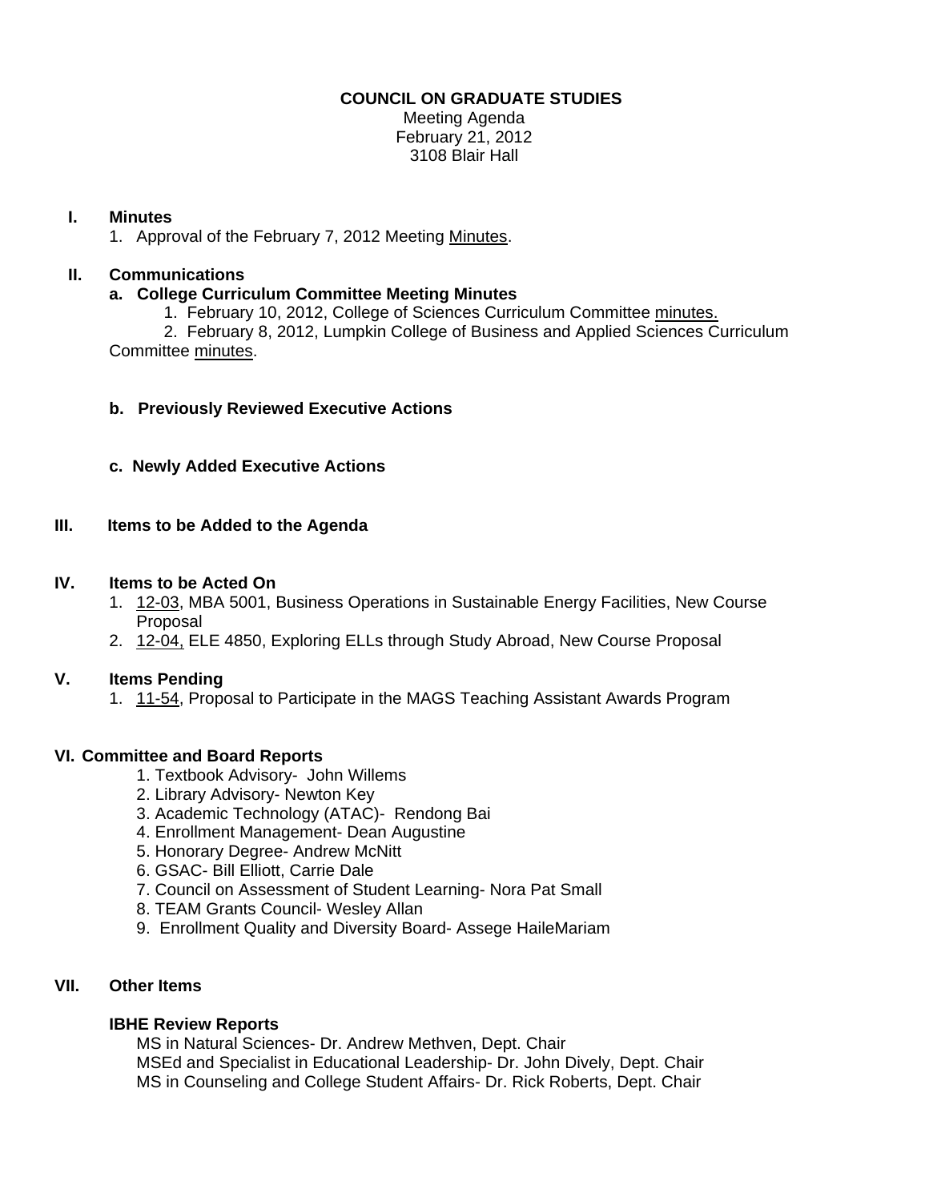**COUNCIL ON GRADUATE STUDIES**

Meeting Agenda
February 21, 2012
3108 Blair Hall

## I. Minutes

1. Approval of the February 7, 2012 Meeting Minutes.

## II. Communications

### a. College Curriculum Committee Meeting Minutes

1. February 10, 2012, College of Sciences Curriculum Committee minutes.
2. February 8, 2012, Lumpkin College of Business and Applied Sciences Curriculum Committee minutes.

### b. Previously Reviewed Executive Actions

### c. Newly Added Executive Actions

## III. Items to be Added to the Agenda

## IV. Items to be Acted On

1. 12-03, MBA 5001, Business Operations in Sustainable Energy Facilities, New Course Proposal
2. 12-04, ELE 4850, Exploring ELLs through Study Abroad, New Course Proposal

## V. Items Pending

1. 11-54, Proposal to Participate in the MAGS Teaching Assistant Awards Program

## VI. Committee and Board Reports

1. Textbook Advisory- John Willems
2. Library Advisory- Newton Key
3. Academic Technology (ATAC)- Rendong Bai
4. Enrollment Management- Dean Augustine
5. Honorary Degree- Andrew McNitt
6. GSAC- Bill Elliott, Carrie Dale
7. Council on Assessment of Student Learning- Nora Pat Small
8. TEAM Grants Council- Wesley Allan
9. Enrollment Quality and Diversity Board- Assege HaileMariam

## VII. Other Items

**IBHE Review Reports**

MS in Natural Sciences- Dr. Andrew Methven, Dept. Chair
MSEd and Specialist in Educational Leadership- Dr. John Dively, Dept. Chair
MS in Counseling and College Student Affairs- Dr. Rick Roberts, Dept. Chair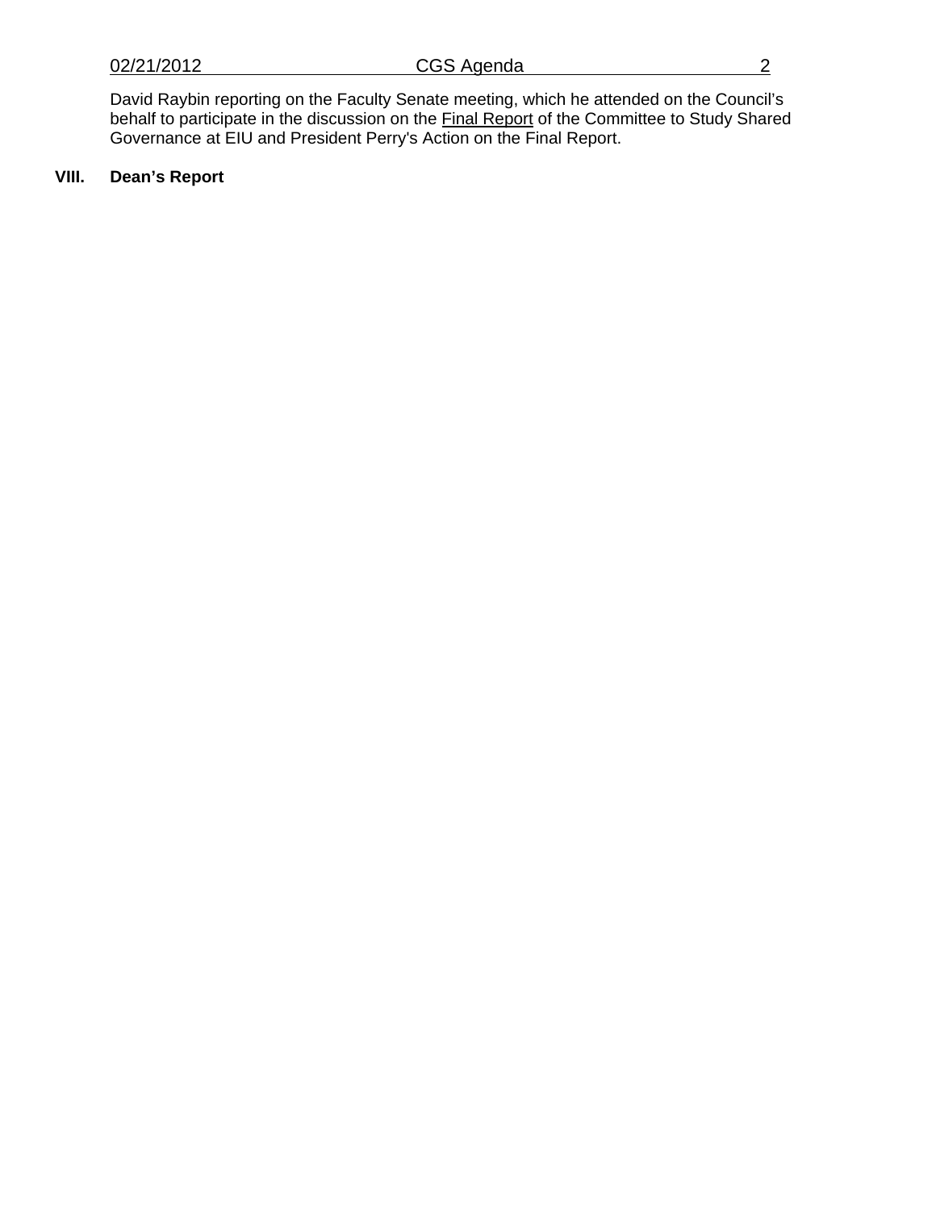David Raybin reporting on the Faculty Senate meeting, which he attended on the Council's behalf to participate in the discussion on the Final Report of the Committee to Study Shared Governance at EIU and President Perry's Action on the Final Report.

**VIII. Dean's Report**